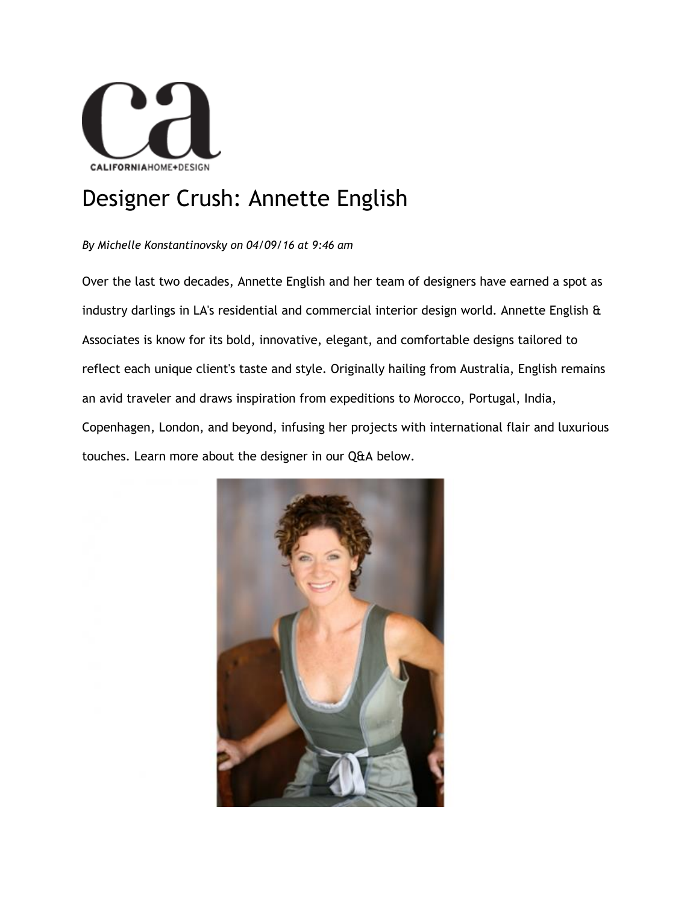CALIFORNIAHOME+DESIGN

# Designer Crush: Annette English

*By Michelle Konstantinovsky on 04/09/16 at 9:46 am*

Over the last two decades, Annette English and her team of designers have earned a spot as industry darlings in LA's residential and commercial interior design world. Annette English & Associates is know for its bold, innovative, elegant, and comfortable designs tailored to reflect each unique client's taste and style. Originally hailing from Australia, English remains an avid traveler and draws inspiration from expeditions to Morocco, Portugal, India, Copenhagen, London, and beyond, infusing her projects with international flair and luxurious touches. Learn more about the designer in our Q&A below.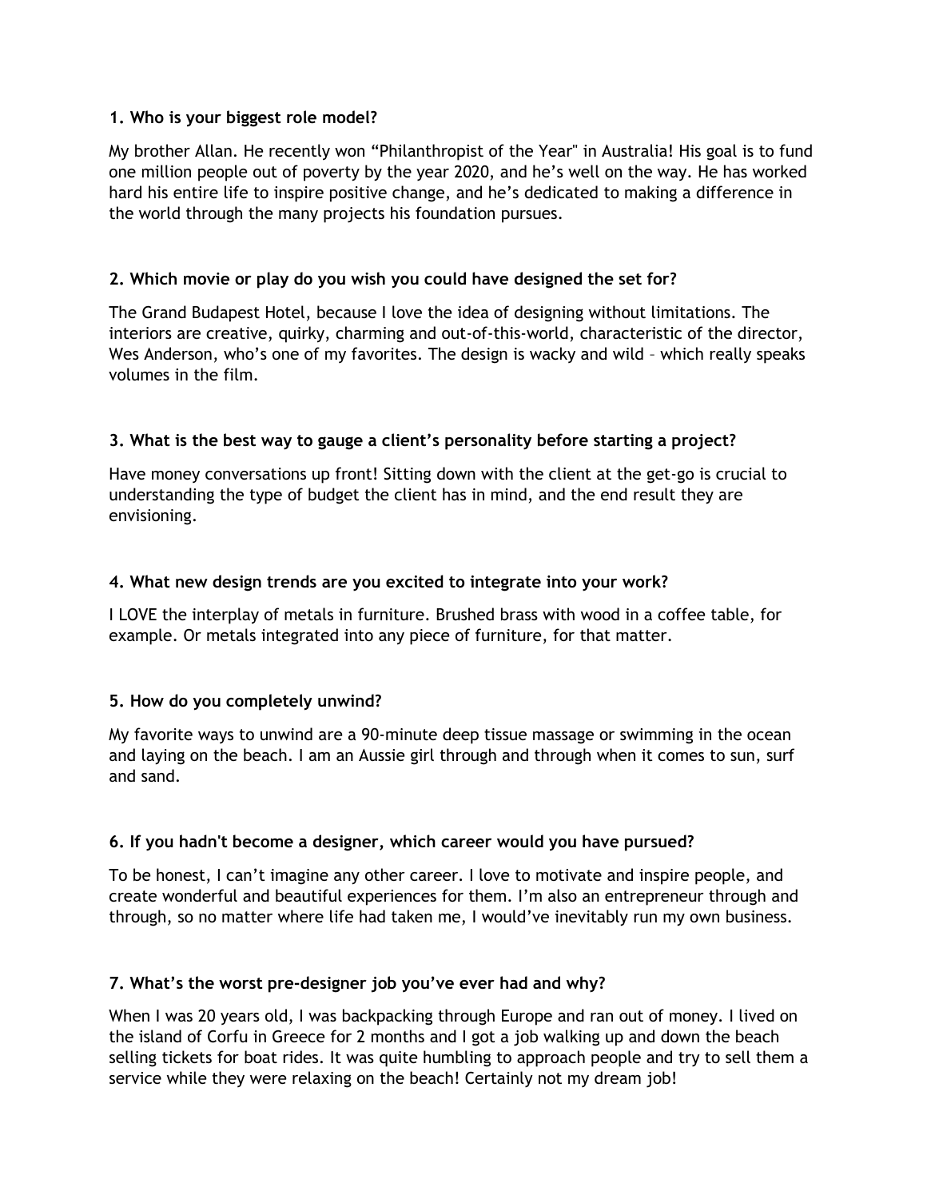**1. Who is your biggest role model?**

My brother Allan. He recently won "Philanthropist of the Year" in Australia! His goal is to fund one million people out of poverty by the year 2020, and he's well on the way. He has worked hard his entire life to inspire positive change, and he's dedicated to making a difference in the world through the many projects his foundation pursues.

**2. Which movie or play do you wish you could have designed the set for?**

The Grand Budapest Hotel, because I love the idea of designing without limitations. The interiors are creative, quirky, charming and out-of-this-world, characteristic of the director, Wes Anderson, who's one of my favorites. The design is wacky and wild – which really speaks volumes in the film.

**3. What is the best way to gauge a client's personality before starting a project?**

Have money conversations up front! Sitting down with the client at the get-go is crucial to understanding the type of budget the client has in mind, and the end result they are envisioning.

**4. What new design trends are you excited to integrate into your work?**

I LOVE the interplay of metals in furniture. Brushed brass with wood in a coffee table, for example. Or metals integrated into any piece of furniture, for that matter.

**5. How do you completely unwind?**

My favorite ways to unwind are a 90-minute deep tissue massage or swimming in the ocean and laying on the beach. I am an Aussie girl through and through when it comes to sun, surf and sand.

**6. If you hadn't become a designer, which career would you have pursued?**

To be honest, I can't imagine any other career. I love to motivate and inspire people, and create wonderful and beautiful experiences for them. I'm also an entrepreneur through and through, so no matter where life had taken me, I would've inevitably run my own business.

**7. What's the worst pre-designer job you've ever had and why?**

When I was 20 years old, I was backpacking through Europe and ran out of money. I lived on the island of Corfu in Greece for 2 months and I got a job walking up and down the beach selling tickets for boat rides. It was quite humbling to approach people and try to sell them a service while they were relaxing on the beach! Certainly not my dream job!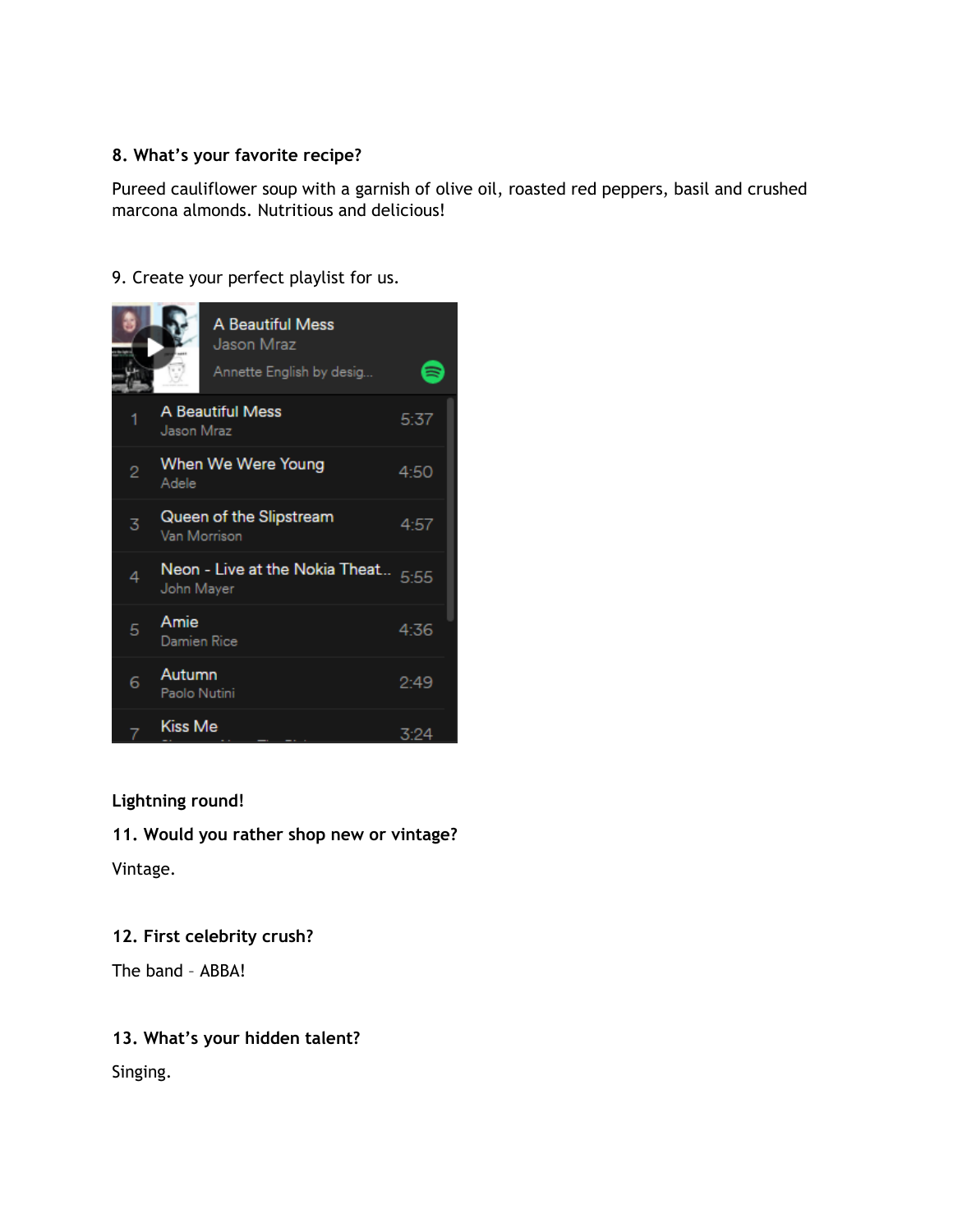**8. What's your favorite recipe?**

Pureed cauliflower soup with a garnish of olive oil, roasted red peppers, basil and crushed marcona almonds. Nutritious and delicious!

9. Create your perfect playlist for us.

A Beautiful Mess
Jason Mraz
Annette English by desig...

| # | Title / Artist | Length |
|---|---|---|
| 1 | A Beautiful Mess<br>Jason Mraz | 5:37 |
| 2 | When We Were Young<br>Adele | 4:50 |
| 3 | Queen of the Slipstream<br>Van Morrison | 4:57 |
| 4 | Neon - Live at the Nokia Theat...<br>John Mayer | 5:55 |
| 5 | Amie<br>Damien Rice | 4:36 |
| 6 | Autumn<br>Paolo Nutini | 2:49 |
| 7 | Kiss Me | 3:24 |

**Lightning round!**

**11. Would you rather shop new or vintage?**

Vintage.

**12. First celebrity crush?**

The band - ABBA!

**13. What's your hidden talent?**

Singing.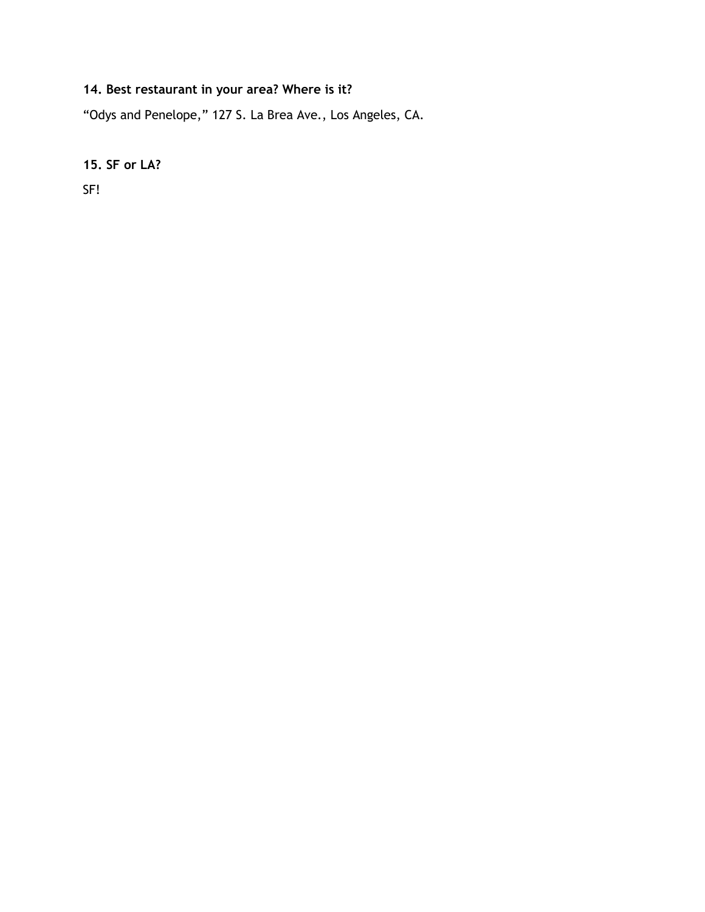**14. Best restaurant in your area? Where is it?**

"Odys and Penelope," 127 S. La Brea Ave., Los Angeles, CA.

**15. SF or LA?**

SF!